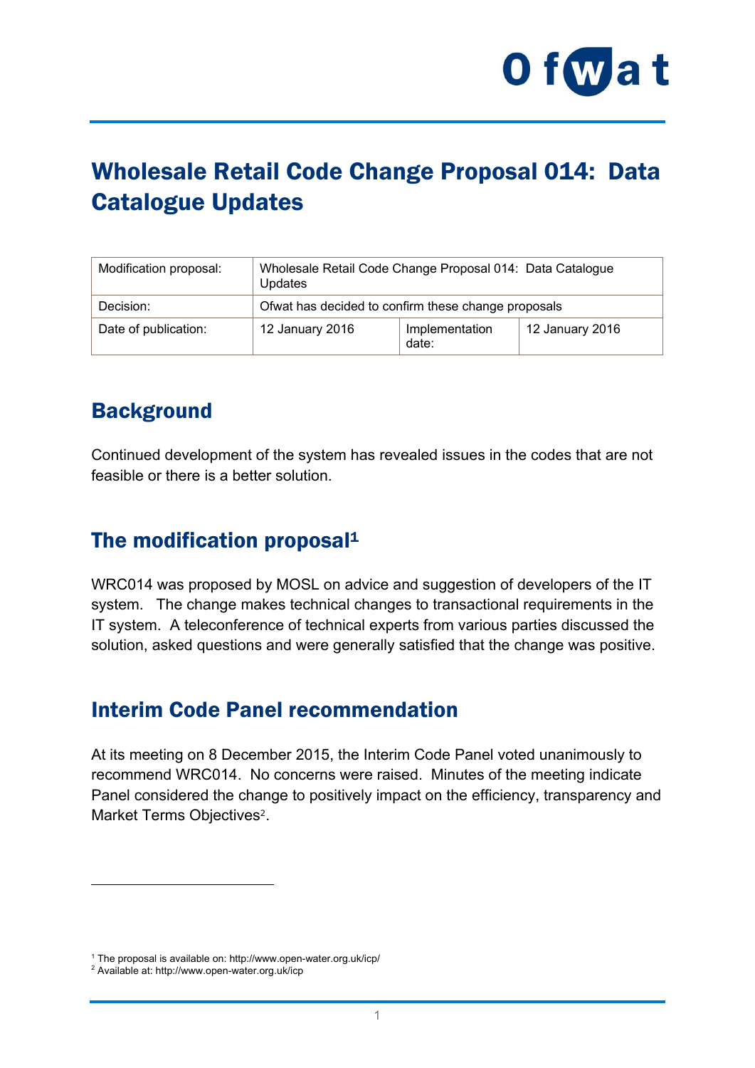# Wholesale Retail Code Change Proposal 014: Data Catalogue Updates

| Modification proposal: | Wholesale Retail Code Change Proposal 014: Data Catalogue Updates | | |
|---|---|---|---|
| Decision: | Ofwat has decided to confirm these change proposals | | |
| Date of publication: | 12 January 2016 | Implementation date: | 12 January 2016 |

## Background

Continued development of the system has revealed issues in the codes that are not feasible or there is a better solution.

## The modification proposal[1]

WRC014 was proposed by MOSL on advice and suggestion of developers of the IT system. The change makes technical changes to transactional requirements in the IT system. A teleconference of technical experts from various parties discussed the solution, asked questions and were generally satisfied that the change was positive.

## Interim Code Panel recommendation

At its meeting on 8 December 2015, the Interim Code Panel voted unanimously to recommend WRC014. No concerns were raised. Minutes of the meeting indicate Panel considered the change to positively impact on the efficiency, transparency and Market Terms Objectives[2].

---

[1] The proposal is available on: http://www.open-water.org.uk/icp/

[2] Available at: http://www.open-water.org.uk/icp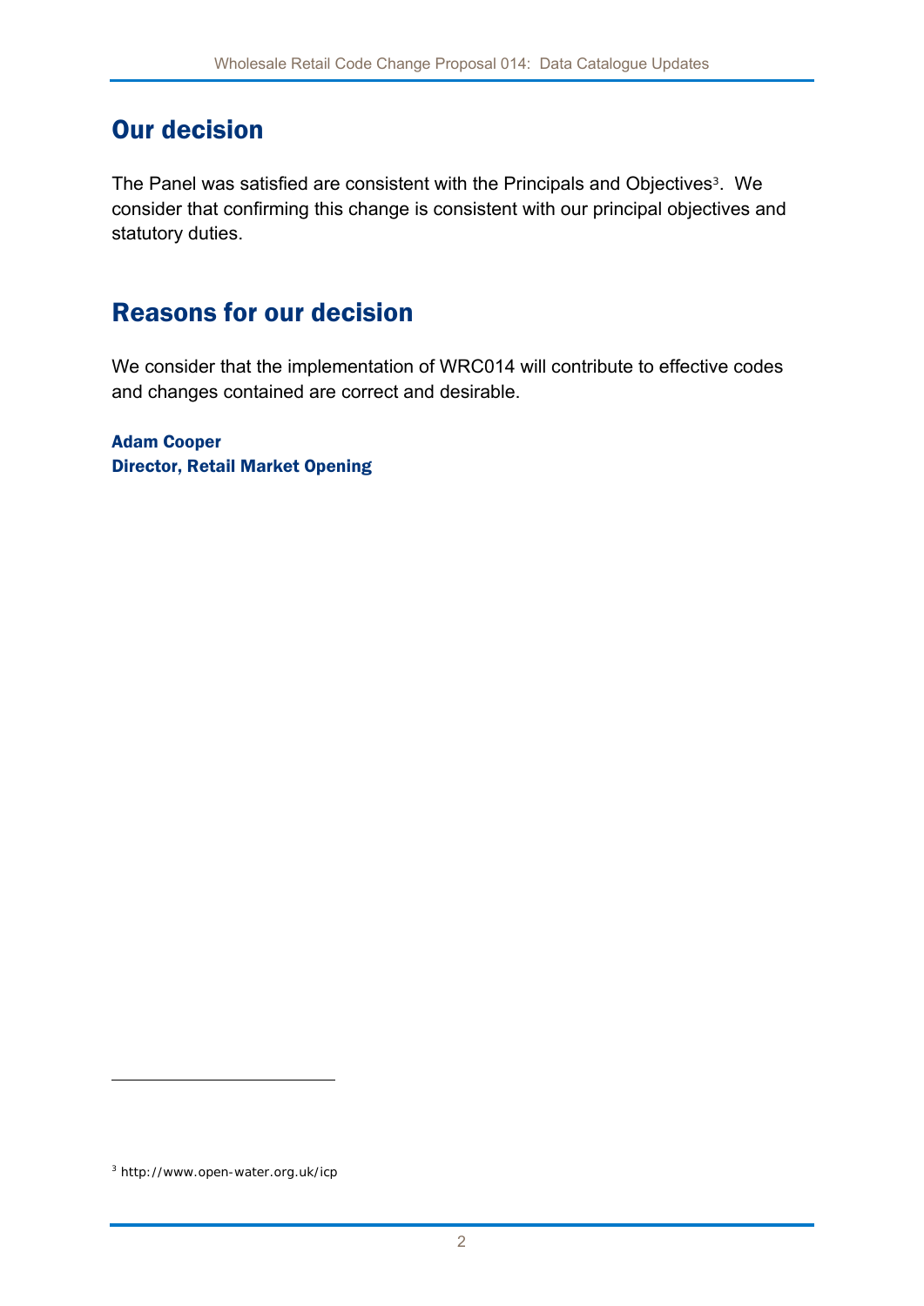## Our decision

The Panel was satisfied are consistent with the Principals and Objectives[3]. We consider that confirming this change is consistent with our principal objectives and statutory duties.

## Reasons for our decision

We consider that the implementation of WRC014 will contribute to effective codes and changes contained are correct and desirable.

**Adam Cooper**
**Director, Retail Market Opening**

[3] http://www.open-water.org.uk/icp